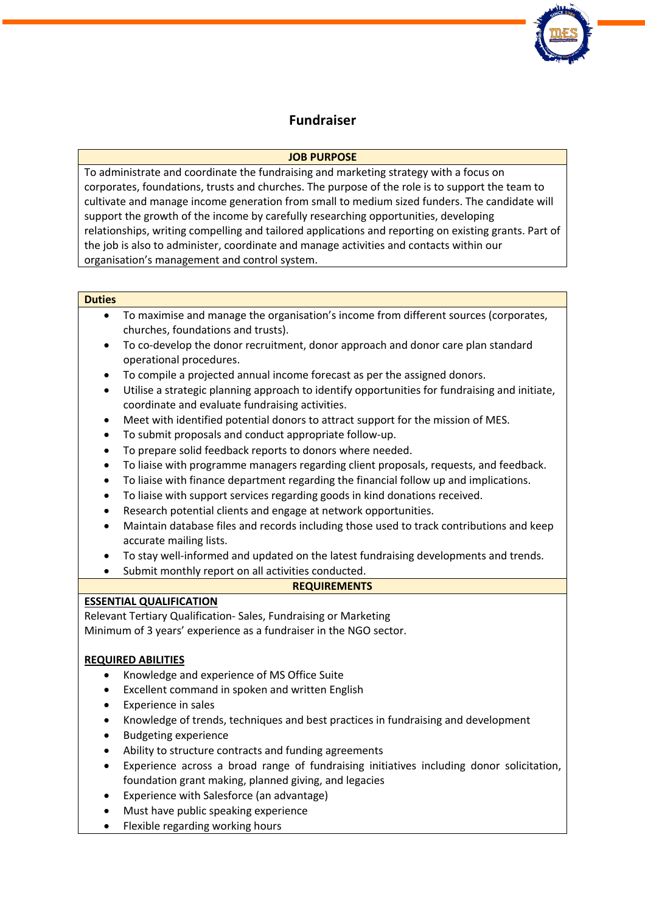# Fundraiser

## JOB PURPOSE

To administrate and coordinate the fundraising and marketing strategy with a focus on corporates, foundations, trusts and churches. The purpose of the role is to support the team to cultivate and manage income generation from small to medium sized funders. The candidate will support the growth of the income by carefully researching opportunities, developing relationships, writing compelling and tailored applications and reporting on existing grants. Part of the job is also to administer, coordinate and manage activities and contacts within our organisation's management and control system.

## Duties

- To maximise and manage the organisation's income from different sources (corporates, churches, foundations and trusts).
- To co-develop the donor recruitment, donor approach and donor care plan standard operational procedures.
- To compile a projected annual income forecast as per the assigned donors.
- Utilise a strategic planning approach to identify opportunities for fundraising and initiate, coordinate and evaluate fundraising activities.
- Meet with identified potential donors to attract support for the mission of MES.
- To submit proposals and conduct appropriate follow-up.
- To prepare solid feedback reports to donors where needed.
- To liaise with programme managers regarding client proposals, requests, and feedback.
- To liaise with finance department regarding the financial follow up and implications.
- To liaise with support services regarding goods in kind donations received.
- Research potential clients and engage at network opportunities.
- Maintain database files and records including those used to track contributions and keep accurate mailing lists.
- To stay well-informed and updated on the latest fundraising developments and trends.
- Submit monthly report on all activities conducted.

## REQUIREMENTS

### ESSENTIAL QUALIFICATION

Relevant Tertiary Qualification- Sales, Fundraising or Marketing
Minimum of 3 years' experience as a fundraiser in the NGO sector.

### REQUIRED ABILITIES

- Knowledge and experience of MS Office Suite
- Excellent command in spoken and written English
- Experience in sales
- Knowledge of trends, techniques and best practices in fundraising and development
- Budgeting experience
- Ability to structure contracts and funding agreements
- Experience across a broad range of fundraising initiatives including donor solicitation, foundation grant making, planned giving, and legacies
- Experience with Salesforce (an advantage)
- Must have public speaking experience
- Flexible regarding working hours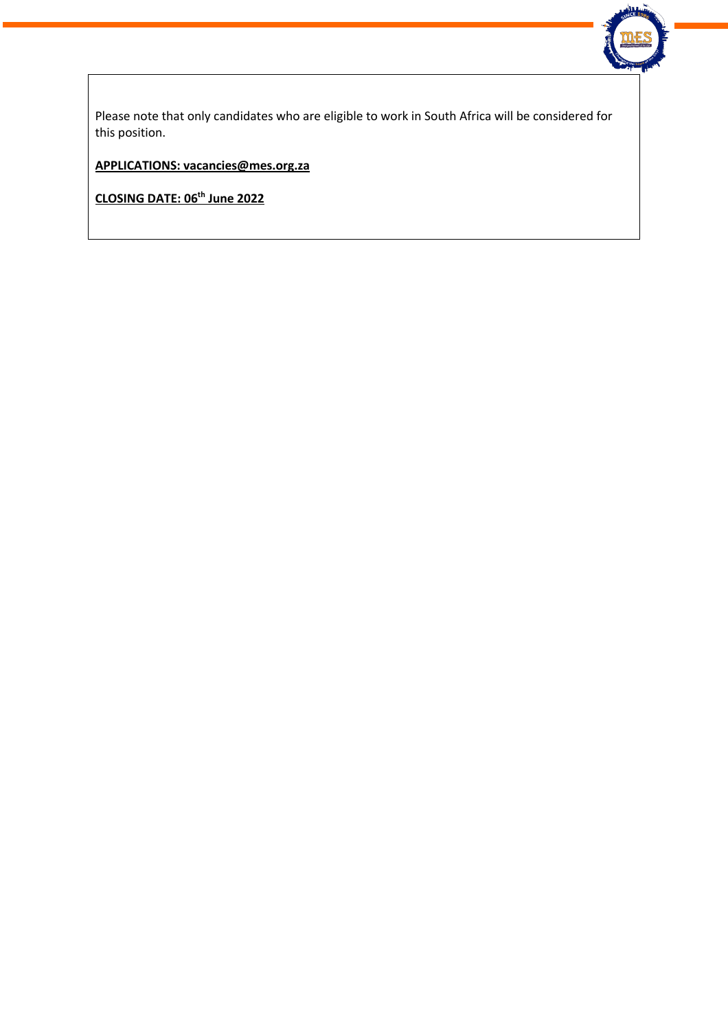Please note that only candidates who are eligible to work in South Africa will be considered for this position.

**APPLICATIONS: vacancies@mes.org.za**

**CLOSING DATE: 06th June 2022**